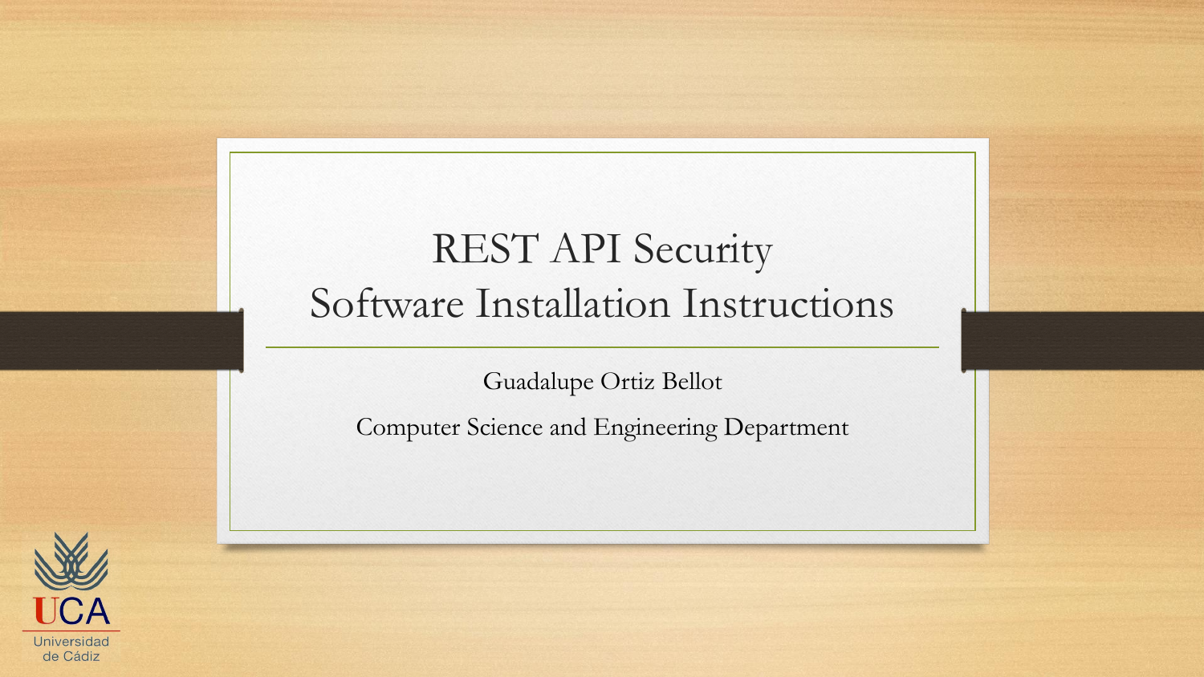# REST API Security
# Software Installation Instructions

Guadalupe Ortiz Bellot

Computer Science and Engineering Department

UCA
Universidad de Cádiz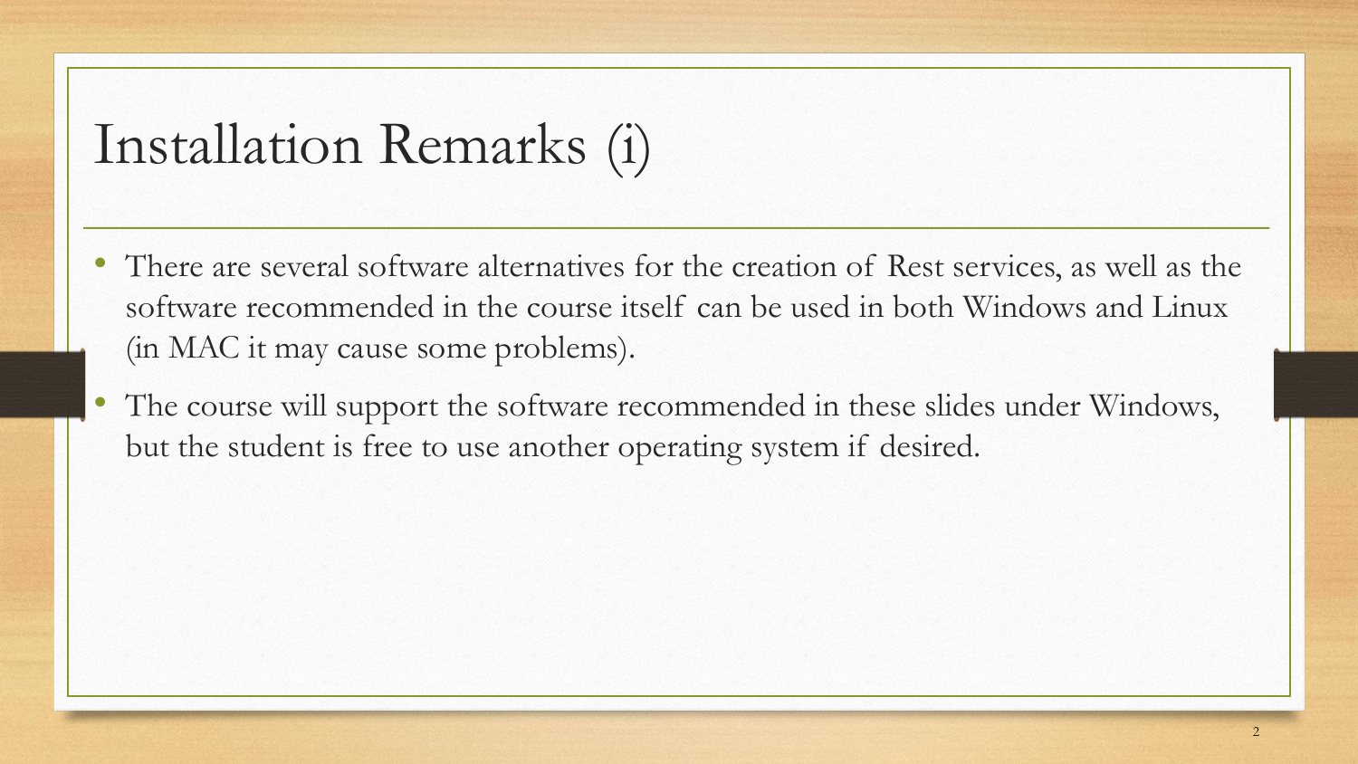# Installation Remarks (i)

- There are several software alternatives for the creation of Rest services, as well as the software recommended in the course itself can be used in both Windows and Linux (in MAC it may cause some problems).
- The course will support the software recommended in these slides under Windows, but the student is free to use another operating system if desired.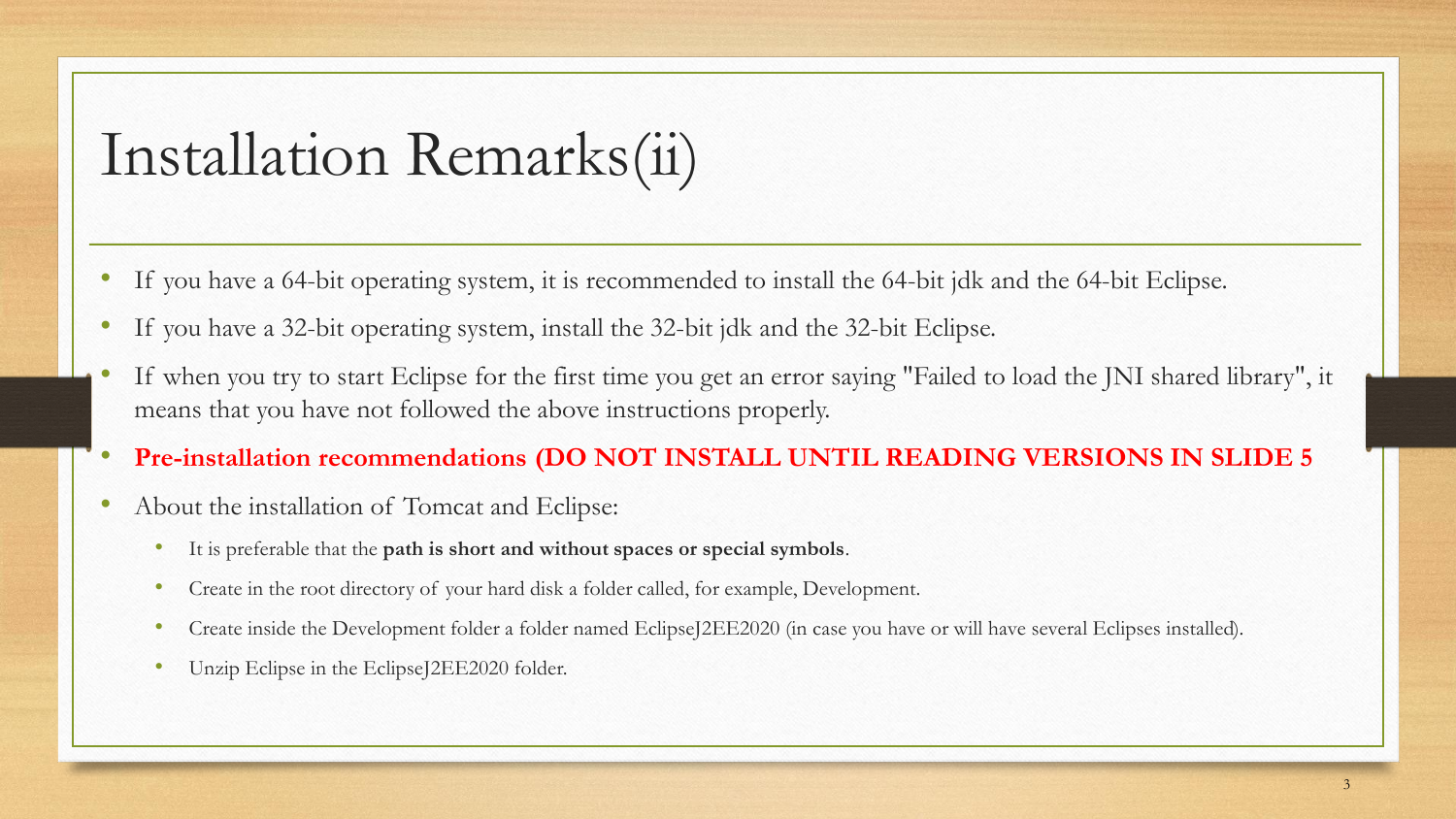# Installation Remarks(ii)

- If you have a 64-bit operating system, it is recommended to install the 64-bit jdk and the 64-bit Eclipse.
- If you have a 32-bit operating system, install the 32-bit jdk and the 32-bit Eclipse.
- If when you try to start Eclipse for the first time you get an error saying "Failed to load the JNI shared library", it means that you have not followed the above instructions properly.
- **Pre-installation recommendations (DO NOT INSTALL UNTIL READING VERSIONS IN SLIDE 5**
- About the installation of Tomcat and Eclipse:
  - It is preferable that the **path is short and without spaces or special symbols**.
  - Create in the root directory of your hard disk a folder called, for example, Development.
  - Create inside the Development folder a folder named EclipseJ2EE2020 (in case you have or will have several Eclipses installed).
  - Unzip Eclipse in the EclipseJ2EE2020 folder.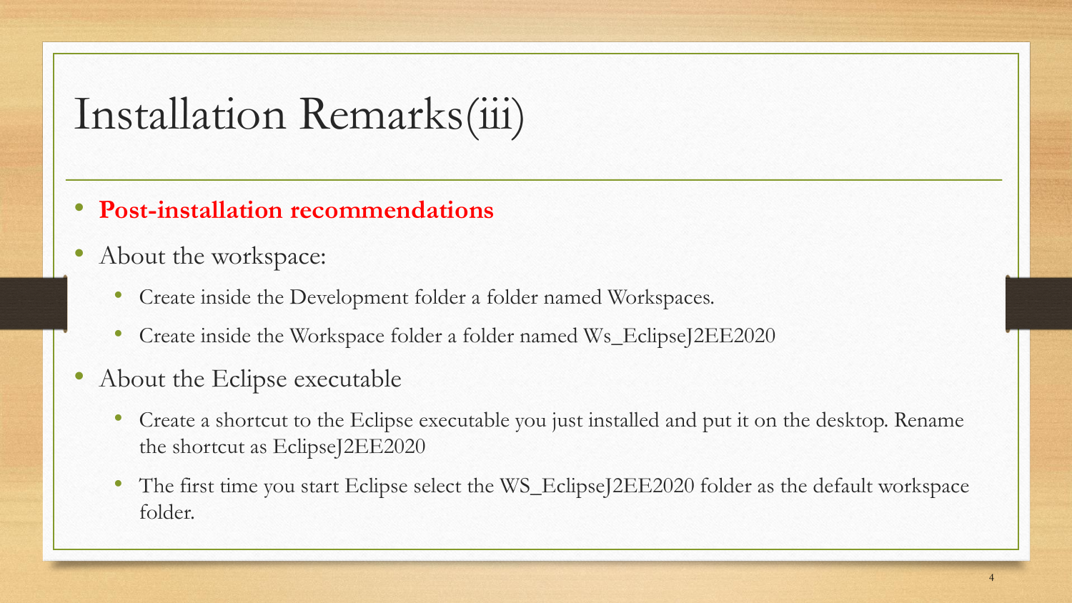# Installation Remarks(iii)

- **Post-installation recommendations**
- About the workspace:
  - Create inside the Development folder a folder named Workspaces.
  - Create inside the Workspace folder a folder named Ws_EclipseJ2EE2020
- About the Eclipse executable
  - Create a shortcut to the Eclipse executable you just installed and put it on the desktop. Rename the shortcut as EclipseJ2EE2020
  - The first time you start Eclipse select the WS_EclipseJ2EE2020 folder as the default workspace folder.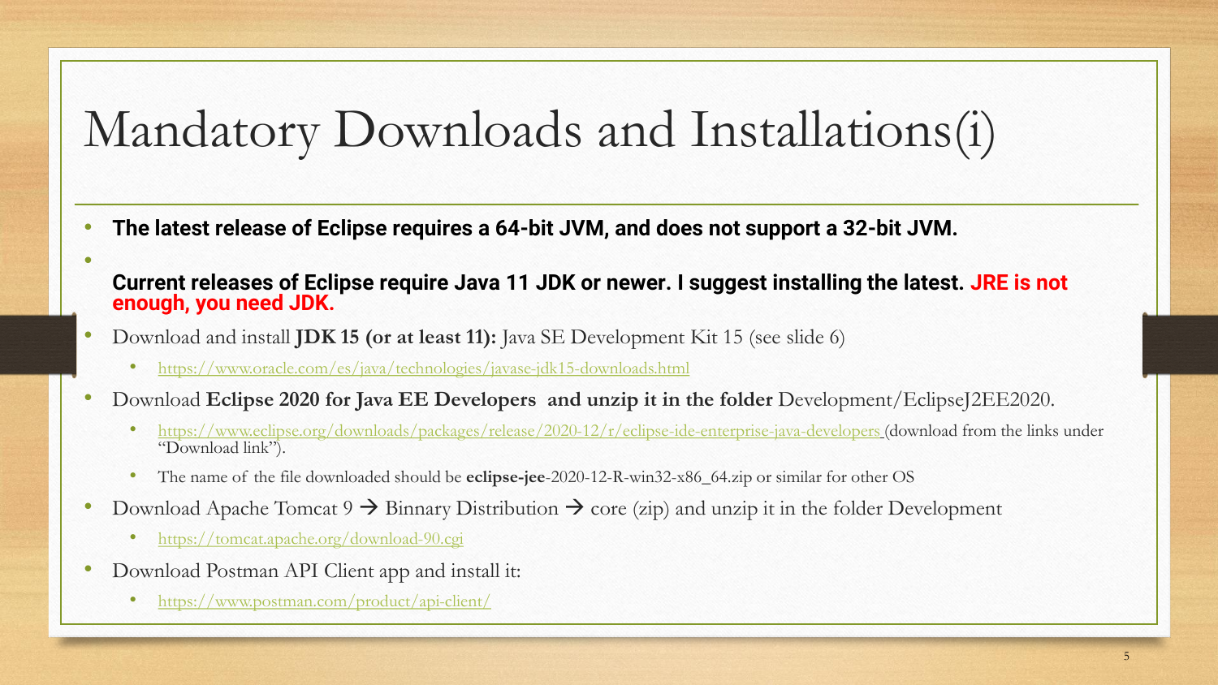# Mandatory Downloads and Installations(i)

- **The latest release of Eclipse requires a 64-bit JVM, and does not support a 32-bit JVM.**
- **Current releases of Eclipse require Java 11 JDK or newer. I suggest installing the latest. JRE is not enough, you need JDK.**
- Download and install **JDK 15 (or at least 11):** Java SE Development Kit 15 (see slide 6)
  - https://www.oracle.com/es/java/technologies/javase-jdk15-downloads.html
- Download **Eclipse 2020 for Java EE Developers and unzip it in the folder** Development/EclipseJ2EE2020.
  - https://www.eclipse.org/downloads/packages/release/2020-12/r/eclipse-ide-enterprise-java-developers (download from the links under "Download link").
  - The name of the file downloaded should be **eclipse-jee**-2020-12-R-win32-x86_64.zip or similar for other OS
- Download Apache Tomcat 9 → Binnary Distribution → core (zip) and unzip it in the folder Development
  - https://tomcat.apache.org/download-90.cgi
- Download Postman API Client app and install it:
  - https://www.postman.com/product/api-client/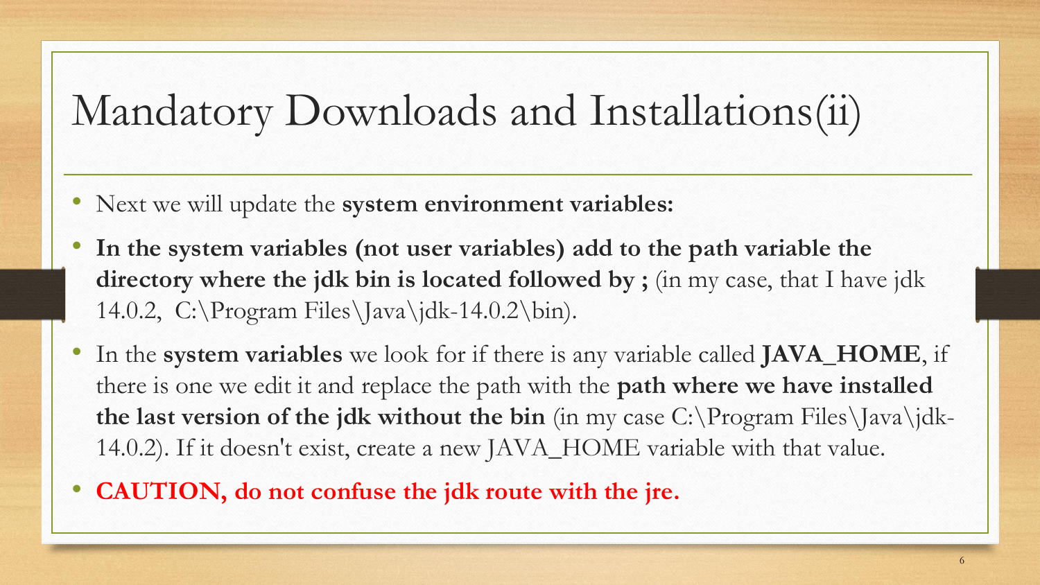# Mandatory Downloads and Installations(ii)

- Next we will update the **system environment variables:**
- **In the system variables (not user variables) add to the path variable the directory where the jdk bin is located followed by ;** (in my case, that I have jdk 14.0.2, C:\Program Files\Java\jdk-14.0.2\bin).
- In the **system variables** we look for if there is any variable called **JAVA_HOME**, if there is one we edit it and replace the path with the **path where we have installed the last version of the jdk without the bin** (in my case C:\Program Files\Java\jdk-14.0.2). If it doesn't exist, create a new JAVA_HOME variable with that value.
- **CAUTION, do not confuse the jdk route with the jre.**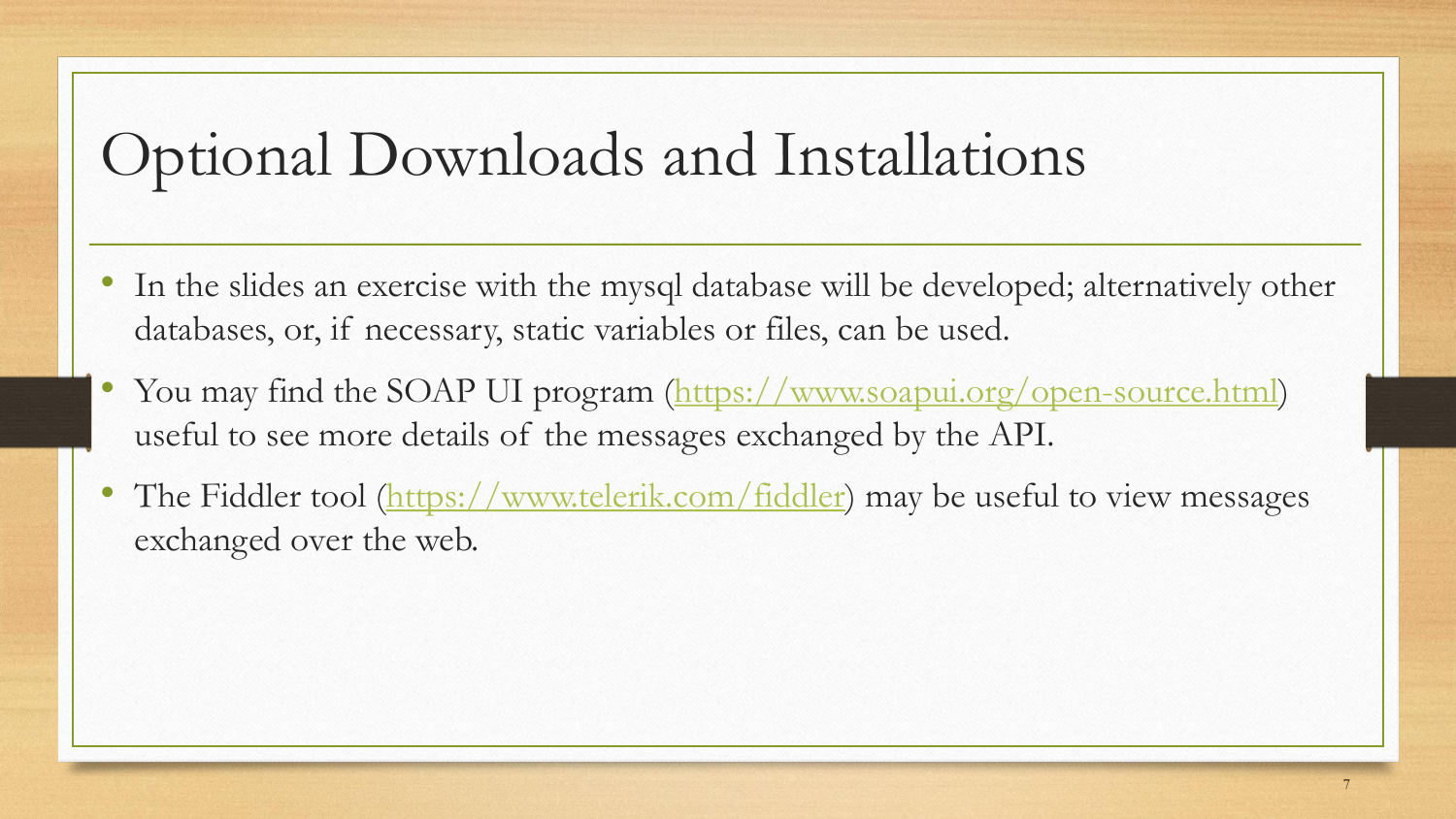# Optional Downloads and Installations

- In the slides an exercise with the mysql database will be developed; alternatively other databases, or, if necessary, static variables or files, can be used.
- You may find the SOAP UI program (https://www.soapui.org/open-source.html) useful to see more details of the messages exchanged by the API.
- The Fiddler tool (https://www.telerik.com/fiddler) may be useful to view messages exchanged over the web.